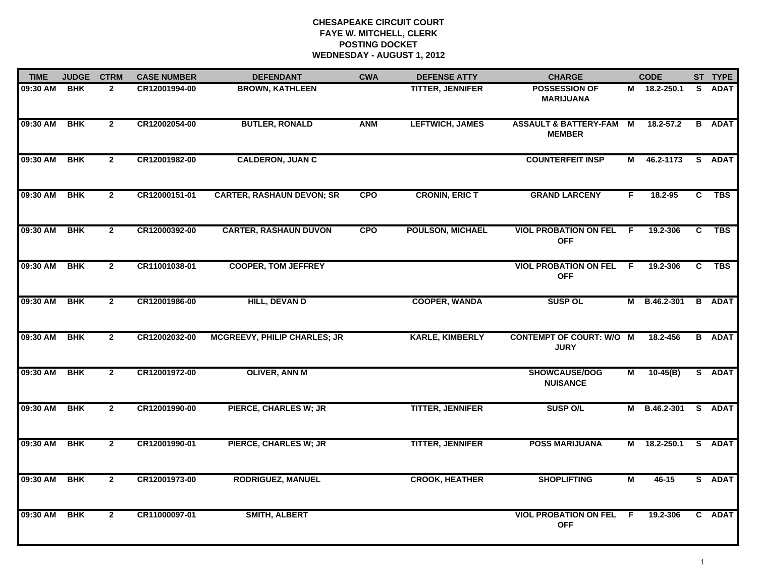**CHESAPEAKE CIRCUIT COURT**
**FAYE W. MITCHELL, CLERK**
**POSTING DOCKET**
**WEDNESDAY - AUGUST 1, 2012**

| TIME | JUDGE | CTRM | CASE NUMBER | DEFENDANT | CWA | DEFENSE ATTY | CHARGE | | CODE | ST | TYPE |
|---|---|---|---|---|---|---|---|---|---|---|---|
| 09:30 AM | BHK | 2 | CR12001994-00 | BROWN, KATHLEEN | | TITTER, JENNIFER | POSSESSION OF MARIJUANA | M | 18.2-250.1 | S | ADAT |
| 09:30 AM | BHK | 2 | CR12002054-00 | BUTLER, RONALD | ANM | LEFTWICH, JAMES | ASSAULT & BATTERY-FAM MEMBER | M | 18.2-57.2 | B | ADAT |
| 09:30 AM | BHK | 2 | CR12001982-00 | CALDERON, JUAN C | | | COUNTERFEIT INSP | M | 46.2-1173 | S | ADAT |
| 09:30 AM | BHK | 2 | CR12000151-01 | CARTER, RASHAUN DEVON; SR | CPO | CRONIN, ERIC T | GRAND LARCENY | F | 18.2-95 | C | TBS |
| 09:30 AM | BHK | 2 | CR12000392-00 | CARTER, RASHAUN DUVON | CPO | POULSON, MICHAEL | VIOL PROBATION ON FEL OFF | F | 19.2-306 | C | TBS |
| 09:30 AM | BHK | 2 | CR11001038-01 | COOPER, TOM JEFFREY | | | VIOL PROBATION ON FEL OFF | F | 19.2-306 | C | TBS |
| 09:30 AM | BHK | 2 | CR12001986-00 | HILL, DEVAN D | | COOPER, WANDA | SUSP OL | M | B.46.2-301 | B | ADAT |
| 09:30 AM | BHK | 2 | CR12002032-00 | MCGREEVY, PHILIP CHARLES; JR | | KARLE, KIMBERLY | CONTEMPT OF COURT: W/O JURY | M | 18.2-456 | B | ADAT |
| 09:30 AM | BHK | 2 | CR12001972-00 | OLIVER, ANN M | | | SHOWCAUSE/DOG NUISANCE | M | 10-45(B) | S | ADAT |
| 09:30 AM | BHK | 2 | CR12001990-00 | PIERCE, CHARLES W; JR | | TITTER, JENNIFER | SUSP O/L | M | B.46.2-301 | S | ADAT |
| 09:30 AM | BHK | 2 | CR12001990-01 | PIERCE, CHARLES W; JR | | TITTER, JENNIFER | POSS MARIJUANA | M | 18.2-250.1 | S | ADAT |
| 09:30 AM | BHK | 2 | CR12001973-00 | RODRIGUEZ, MANUEL | | CROOK, HEATHER | SHOPLIFTING | M | 46-15 | S | ADAT |
| 09:30 AM | BHK | 2 | CR11000097-01 | SMITH, ALBERT | | | VIOL PROBATION ON FEL OFF | F | 19.2-306 | C | ADAT |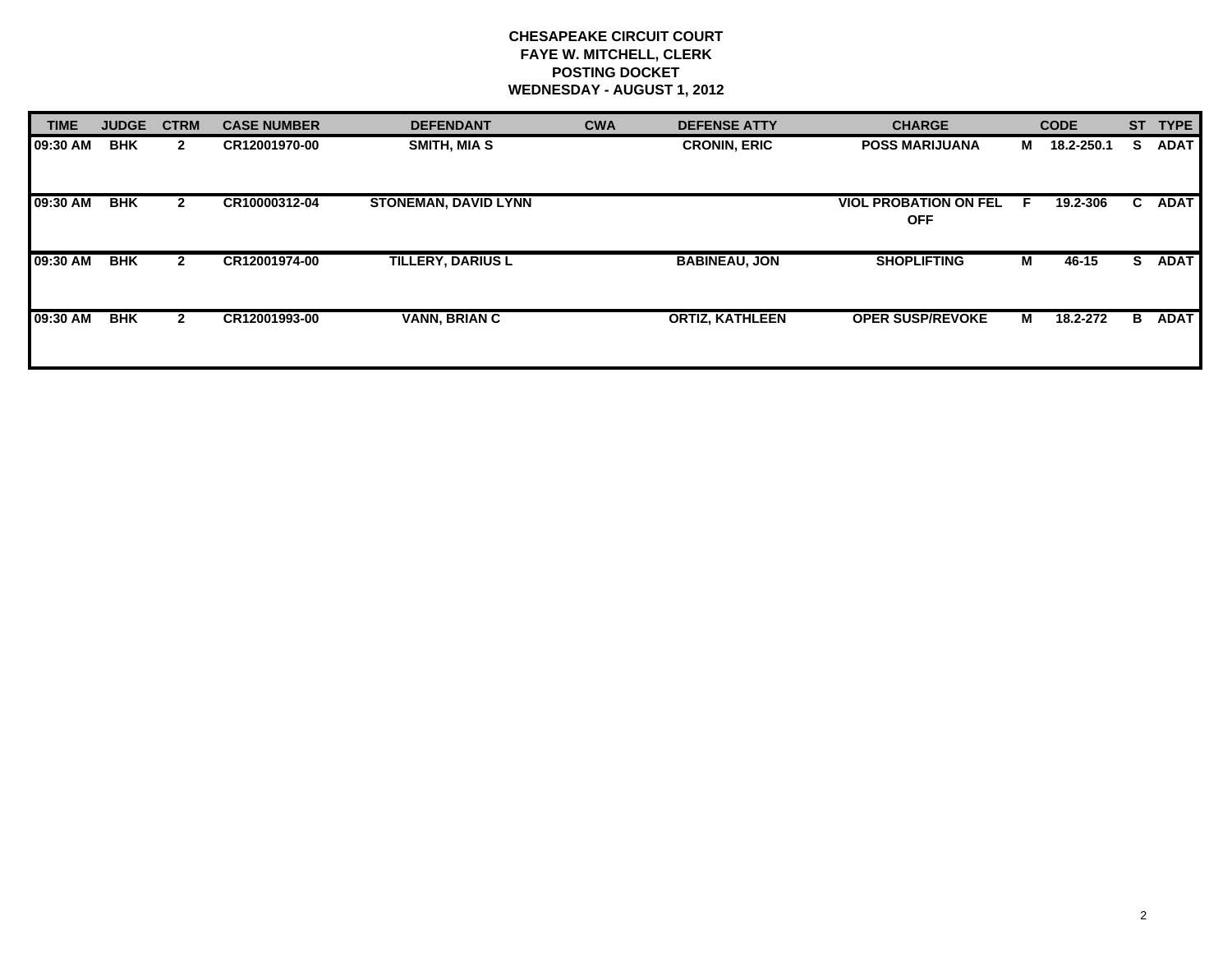**CHESAPEAKE CIRCUIT COURT**
**FAYE W. MITCHELL, CLERK**
**POSTING DOCKET**
**WEDNESDAY - AUGUST 1, 2012**

| TIME | JUDGE | CTRM | CASE NUMBER | DEFENDANT | CWA | DEFENSE ATTY | CHARGE | | CODE | ST | TYPE |
|---|---|---|---|---|---|---|---|---|---|---|---|
| 09:30 AM | BHK | 2 | CR12001970-00 | SMITH, MIA S | | CRONIN, ERIC | POSS MARIJUANA | M | 18.2-250.1 | S | ADAT |
| 09:30 AM | BHK | 2 | CR10000312-04 | STONEMAN, DAVID LYNN | | | VIOL PROBATION ON FEL OFF | F | 19.2-306 | C | ADAT |
| 09:30 AM | BHK | 2 | CR12001974-00 | TILLERY, DARIUS L | | BABINEAU, JON | SHOPLIFTING | M | 46-15 | S | ADAT |
| 09:30 AM | BHK | 2 | CR12001993-00 | VANN, BRIAN C | | ORTIZ, KATHLEEN | OPER SUSP/REVOKE | M | 18.2-272 | B | ADAT |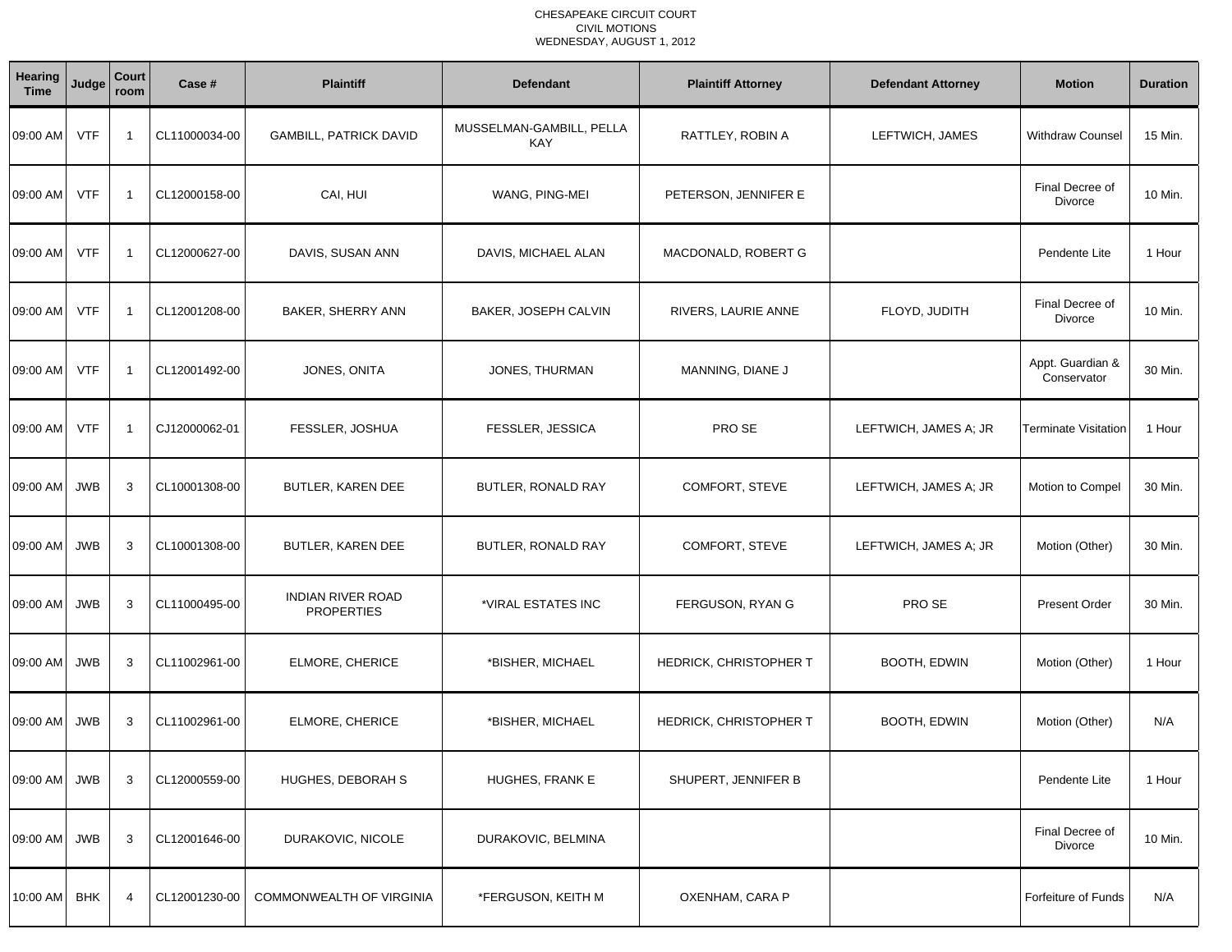CHESAPEAKE CIRCUIT COURT
CIVIL MOTIONS
WEDNESDAY, AUGUST 1, 2012

| Hearing Time | Judge | Court room | Case # | Plaintiff | Defendant | Plaintiff Attorney | Defendant Attorney | Motion | Duration |
|---|---|---|---|---|---|---|---|---|---|
| 09:00 AM | VTF | 1 | CL11000034-00 | GAMBILL, PATRICK DAVID | MUSSELMAN-GAMBILL, PELLA KAY | RATTLEY, ROBIN A | LEFTWICH, JAMES | Withdraw Counsel | 15 Min. |
| 09:00 AM | VTF | 1 | CL12000158-00 | CAI, HUI | WANG, PING-MEI | PETERSON, JENNIFER E | | Final Decree of Divorce | 10 Min. |
| 09:00 AM | VTF | 1 | CL12000627-00 | DAVIS, SUSAN ANN | DAVIS, MICHAEL ALAN | MACDONALD, ROBERT G | | Pendente Lite | 1 Hour |
| 09:00 AM | VTF | 1 | CL12001208-00 | BAKER, SHERRY ANN | BAKER, JOSEPH CALVIN | RIVERS, LAURIE ANNE | FLOYD, JUDITH | Final Decree of Divorce | 10 Min. |
| 09:00 AM | VTF | 1 | CL12001492-00 | JONES, ONITA | JONES, THURMAN | MANNING, DIANE J | | Appt. Guardian & Conservator | 30 Min. |
| 09:00 AM | VTF | 1 | CJ12000062-01 | FESSLER, JOSHUA | FESSLER, JESSICA | PRO SE | LEFTWICH, JAMES A; JR | Terminate Visitation | 1 Hour |
| 09:00 AM | JWB | 3 | CL10001308-00 | BUTLER, KAREN DEE | BUTLER, RONALD RAY | COMFORT, STEVE | LEFTWICH, JAMES A; JR | Motion to Compel | 30 Min. |
| 09:00 AM | JWB | 3 | CL10001308-00 | BUTLER, KAREN DEE | BUTLER, RONALD RAY | COMFORT, STEVE | LEFTWICH, JAMES A; JR | Motion (Other) | 30 Min. |
| 09:00 AM | JWB | 3 | CL11000495-00 | INDIAN RIVER ROAD PROPERTIES | *VIRAL ESTATES INC | FERGUSON, RYAN G | PRO SE | Present Order | 30 Min. |
| 09:00 AM | JWB | 3 | CL11002961-00 | ELMORE, CHERICE | *BISHER, MICHAEL | HEDRICK, CHRISTOPHER T | BOOTH, EDWIN | Motion (Other) | 1 Hour |
| 09:00 AM | JWB | 3 | CL11002961-00 | ELMORE, CHERICE | *BISHER, MICHAEL | HEDRICK, CHRISTOPHER T | BOOTH, EDWIN | Motion (Other) | N/A |
| 09:00 AM | JWB | 3 | CL12000559-00 | HUGHES, DEBORAH S | HUGHES, FRANK E | SHUPERT, JENNIFER B | | Pendente Lite | 1 Hour |
| 09:00 AM | JWB | 3 | CL12001646-00 | DURAKOVIC, NICOLE | DURAKOVIC, BELMINA | | | Final Decree of Divorce | 10 Min. |
| 10:00 AM | BHK | 4 | CL12001230-00 | COMMONWEALTH OF VIRGINIA | *FERGUSON, KEITH M | OXENHAM, CARA P | | Forfeiture of Funds | N/A |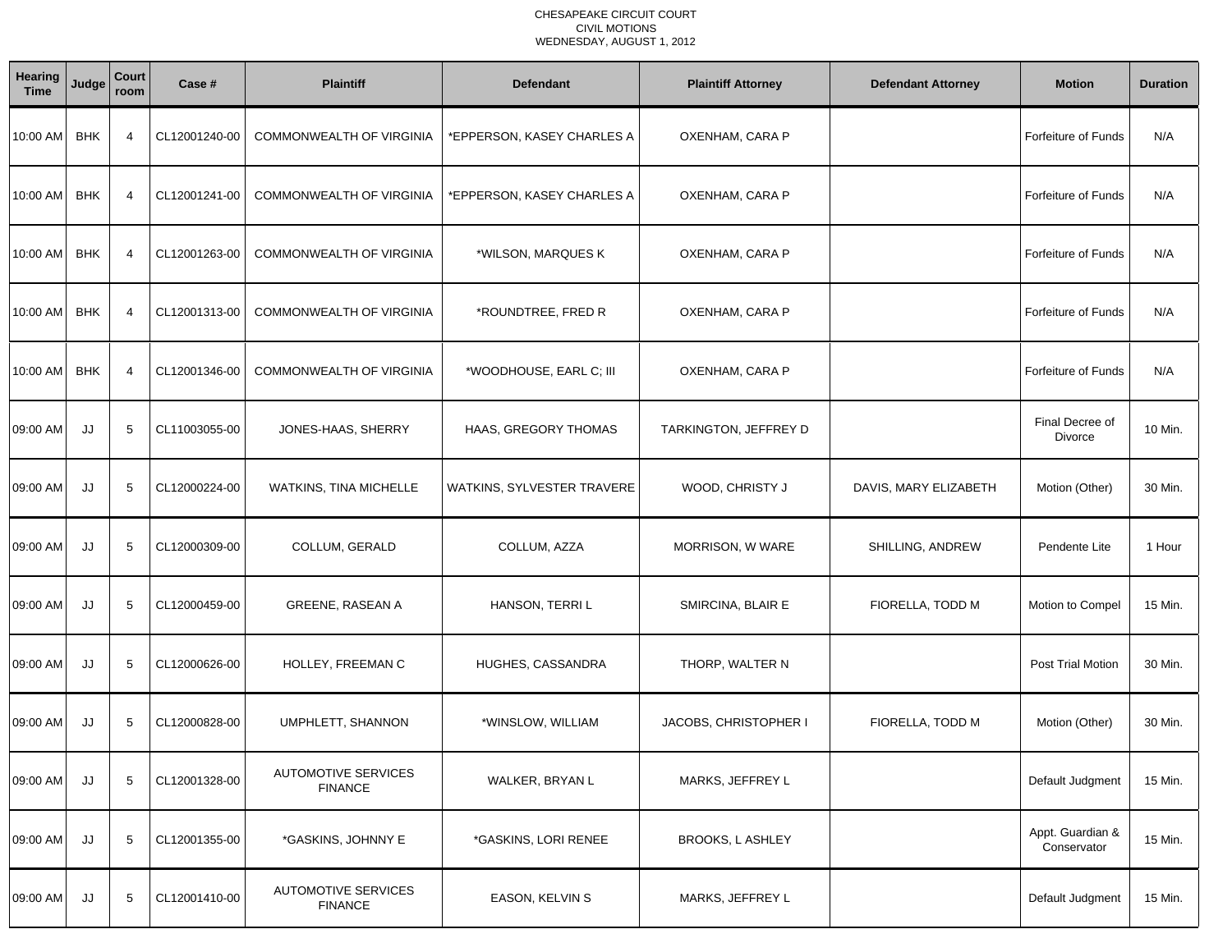CHESAPEAKE CIRCUIT COURT
CIVIL MOTIONS
WEDNESDAY, AUGUST 1, 2012

| Hearing Time | Judge | Court room | Case # | Plaintiff | Defendant | Plaintiff Attorney | Defendant Attorney | Motion | Duration |
|---|---|---|---|---|---|---|---|---|---|
| 10:00 AM | BHK | 4 | CL12001240-00 | COMMONWEALTH OF VIRGINIA | *EPPERSON, KASEY CHARLES A | OXENHAM, CARA P | | Forfeiture of Funds | N/A |
| 10:00 AM | BHK | 4 | CL12001241-00 | COMMONWEALTH OF VIRGINIA | *EPPERSON, KASEY CHARLES A | OXENHAM, CARA P | | Forfeiture of Funds | N/A |
| 10:00 AM | BHK | 4 | CL12001263-00 | COMMONWEALTH OF VIRGINIA | *WILSON, MARQUES K | OXENHAM, CARA P | | Forfeiture of Funds | N/A |
| 10:00 AM | BHK | 4 | CL12001313-00 | COMMONWEALTH OF VIRGINIA | *ROUNDTREE, FRED R | OXENHAM, CARA P | | Forfeiture of Funds | N/A |
| 10:00 AM | BHK | 4 | CL12001346-00 | COMMONWEALTH OF VIRGINIA | *WOODHOUSE, EARL C; III | OXENHAM, CARA P | | Forfeiture of Funds | N/A |
| 09:00 AM | JJ | 5 | CL11003055-00 | JONES-HAAS, SHERRY | HAAS, GREGORY THOMAS | TARKINGTON, JEFFREY D | | Final Decree of Divorce | 10 Min. |
| 09:00 AM | JJ | 5 | CL12000224-00 | WATKINS, TINA MICHELLE | WATKINS, SYLVESTER TRAVERE | WOOD, CHRISTY J | DAVIS, MARY ELIZABETH | Motion (Other) | 30 Min. |
| 09:00 AM | JJ | 5 | CL12000309-00 | COLLUM, GERALD | COLLUM, AZZA | MORRISON, W WARE | SHILLING, ANDREW | Pendente Lite | 1 Hour |
| 09:00 AM | JJ | 5 | CL12000459-00 | GREENE, RASEAN A | HANSON, TERRI L | SMIRCINA, BLAIR E | FIORELLA, TODD M | Motion to Compel | 15 Min. |
| 09:00 AM | JJ | 5 | CL12000626-00 | HOLLEY, FREEMAN C | HUGHES, CASSANDRA | THORP, WALTER N | | Post Trial Motion | 30 Min. |
| 09:00 AM | JJ | 5 | CL12000828-00 | UMPHLETT, SHANNON | *WINSLOW, WILLIAM | JACOBS, CHRISTOPHER I | FIORELLA, TODD M | Motion (Other) | 30 Min. |
| 09:00 AM | JJ | 5 | CL12001328-00 | AUTOMOTIVE SERVICES FINANCE | WALKER, BRYAN L | MARKS, JEFFREY L | | Default Judgment | 15 Min. |
| 09:00 AM | JJ | 5 | CL12001355-00 | *GASKINS, JOHNNY E | *GASKINS, LORI RENEE | BROOKS, L ASHLEY | | Appt. Guardian & Conservator | 15 Min. |
| 09:00 AM | JJ | 5 | CL12001410-00 | AUTOMOTIVE SERVICES FINANCE | EASON, KELVIN S | MARKS, JEFFREY L | | Default Judgment | 15 Min. |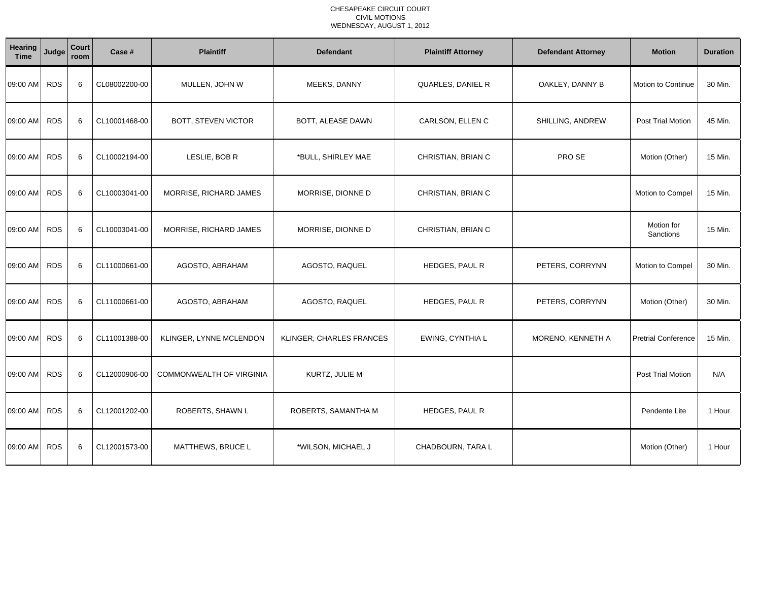CHESAPEAKE CIRCUIT COURT
CIVIL MOTIONS
WEDNESDAY, AUGUST 1, 2012

| Hearing Time | Judge | Court room | Case # | Plaintiff | Defendant | Plaintiff Attorney | Defendant Attorney | Motion | Duration |
|---|---|---|---|---|---|---|---|---|---|
| 09:00 AM | RDS | 6 | CL08002200-00 | MULLEN, JOHN W | MEEKS, DANNY | QUARLES, DANIEL R | OAKLEY, DANNY B | Motion to Continue | 30 Min. |
| 09:00 AM | RDS | 6 | CL10001468-00 | BOTT, STEVEN VICTOR | BOTT, ALEASE DAWN | CARLSON, ELLEN C | SHILLING, ANDREW | Post Trial Motion | 45 Min. |
| 09:00 AM | RDS | 6 | CL10002194-00 | LESLIE, BOB R | *BULL, SHIRLEY MAE | CHRISTIAN, BRIAN C | PRO SE | Motion (Other) | 15 Min. |
| 09:00 AM | RDS | 6 | CL10003041-00 | MORRISE, RICHARD JAMES | MORRISE, DIONNE D | CHRISTIAN, BRIAN C | | Motion to Compel | 15 Min. |
| 09:00 AM | RDS | 6 | CL10003041-00 | MORRISE, RICHARD JAMES | MORRISE, DIONNE D | CHRISTIAN, BRIAN C | | Motion for Sanctions | 15 Min. |
| 09:00 AM | RDS | 6 | CL11000661-00 | AGOSTO, ABRAHAM | AGOSTO, RAQUEL | HEDGES, PAUL R | PETERS, CORRYNN | Motion to Compel | 30 Min. |
| 09:00 AM | RDS | 6 | CL11000661-00 | AGOSTO, ABRAHAM | AGOSTO, RAQUEL | HEDGES, PAUL R | PETERS, CORRYNN | Motion (Other) | 30 Min. |
| 09:00 AM | RDS | 6 | CL11001388-00 | KLINGER, LYNNE MCLENDON | KLINGER, CHARLES FRANCES | EWING, CYNTHIA L | MORENO, KENNETH A | Pretrial Conference | 15 Min. |
| 09:00 AM | RDS | 6 | CL12000906-00 | COMMONWEALTH OF VIRGINIA | KURTZ, JULIE M | | | Post Trial Motion | N/A |
| 09:00 AM | RDS | 6 | CL12001202-00 | ROBERTS, SHAWN L | ROBERTS, SAMANTHA M | HEDGES, PAUL R | | Pendente Lite | 1 Hour |
| 09:00 AM | RDS | 6 | CL12001573-00 | MATTHEWS, BRUCE L | *WILSON, MICHAEL J | CHADBOURN, TARA L | | Motion (Other) | 1 Hour |